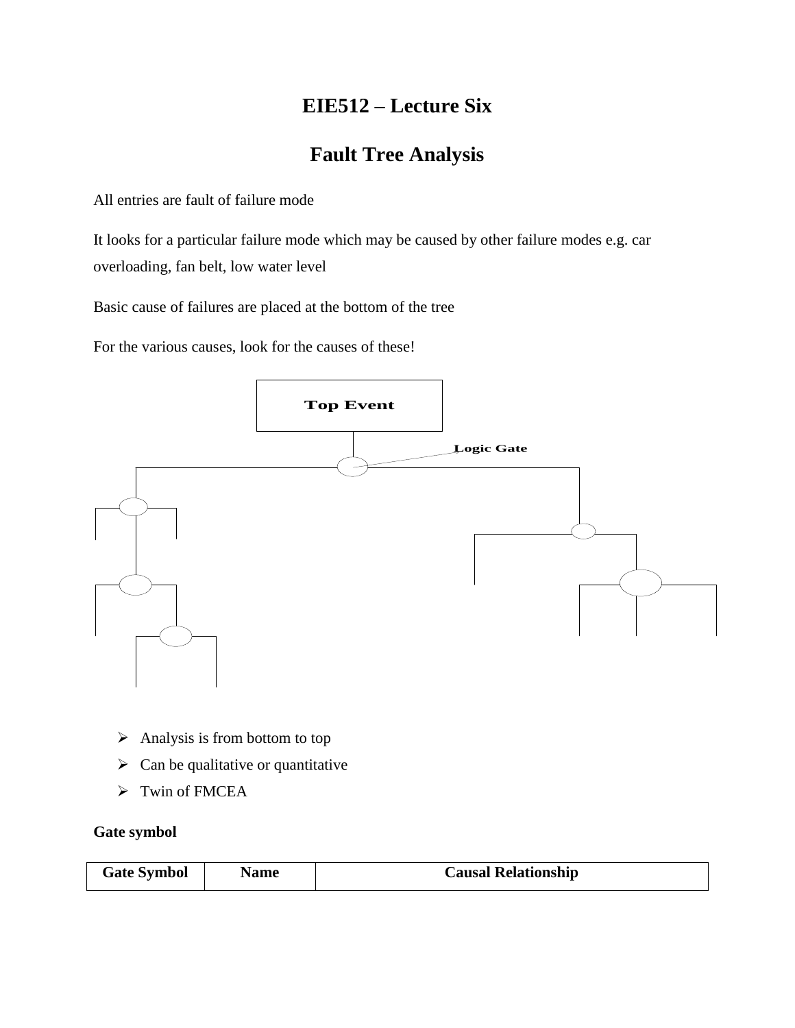# EIE512 – Lecture Six

# Fault Tree Analysis

All entries are fault of failure mode

It looks for a particular failure mode which may be caused by other failure modes e.g. car overloading, fan belt, low water level

Basic cause of failures are placed at the bottom of the tree

For the various causes, look for the causes of these!

Top Event

Logic Gate

- Analysis is from bottom to top
- Can be qualitative or quantitative
- Twin of FMCEA

**Gate symbol**

| Gate Symbol | Name | Causal Relationship |
| --- | --- | --- |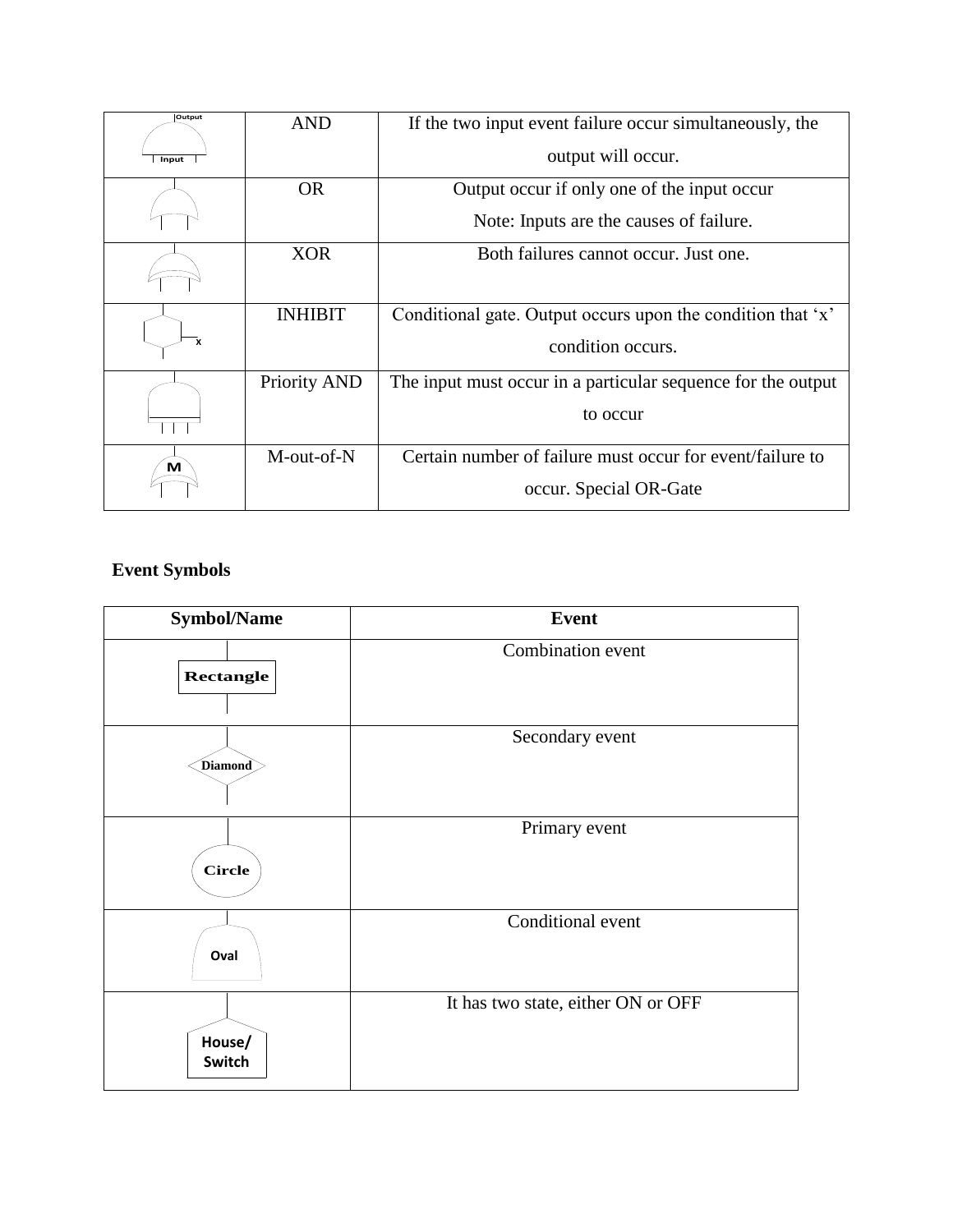| | | |
|---|---|---|
| | AND | If the two input event failure occur simultaneously, the output will occur. |
| | OR | Output occur if only one of the input occur<br>Note: Inputs are the causes of failure. |
| | XOR | Both failures cannot occur. Just one. |
| | INHIBIT | Conditional gate. Output occurs upon the condition that 'x' condition occurs. |
| | Priority AND | The input must occur in a particular sequence for the output to occur |
| M | M-out-of-N | Certain number of failure must occur for event/failure to occur. Special OR-Gate |

**Event Symbols**

| Symbol/Name | Event |
|---|---|
| Rectangle | Combination event |
| Diamond | Secondary event |
| Circle | Primary event |
| Oval | Conditional event |
| House/ Switch | It has two state, either ON or OFF |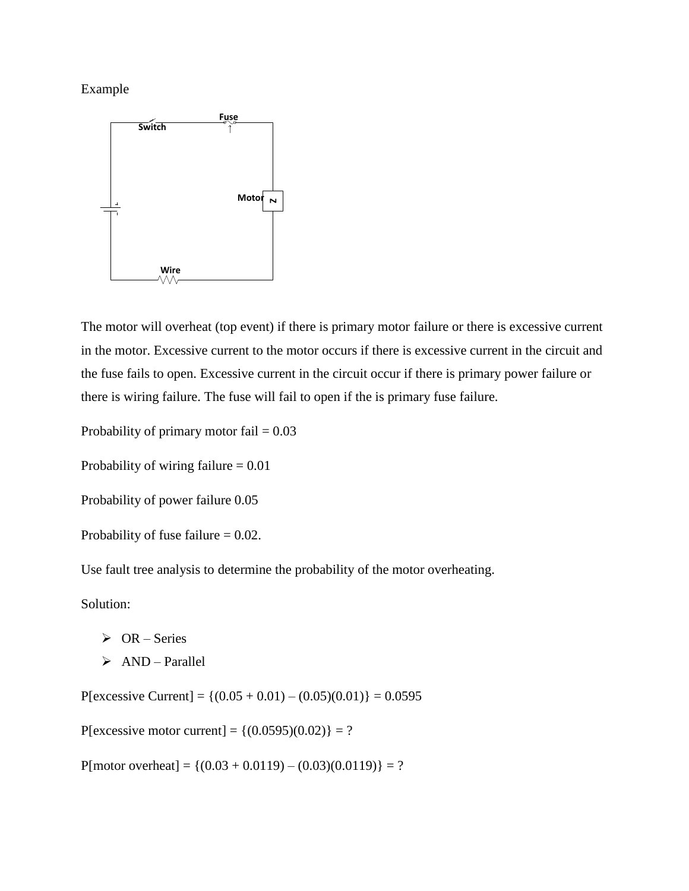Example

The motor will overheat (top event) if there is primary motor failure or there is excessive current in the motor. Excessive current to the motor occurs if there is excessive current in the circuit and the fuse fails to open. Excessive current in the circuit occur if there is primary power failure or there is wiring failure. The fuse will fail to open if the is primary fuse failure.

Probability of primary motor fail = 0.03

Probability of wiring failure = 0.01

Probability of power failure 0.05

Probability of fuse failure = 0.02.

Use fault tree analysis to determine the probability of the motor overheating.

Solution:

- OR – Series
- AND – Parallel

P[excessive Current] = {(0.05 + 0.01) – (0.05)(0.01)} = 0.0595

P[excessive motor current] = {(0.0595)(0.02)} = ?

P[motor overheat] = {(0.03 + 0.0119) – (0.03)(0.0119)} = ?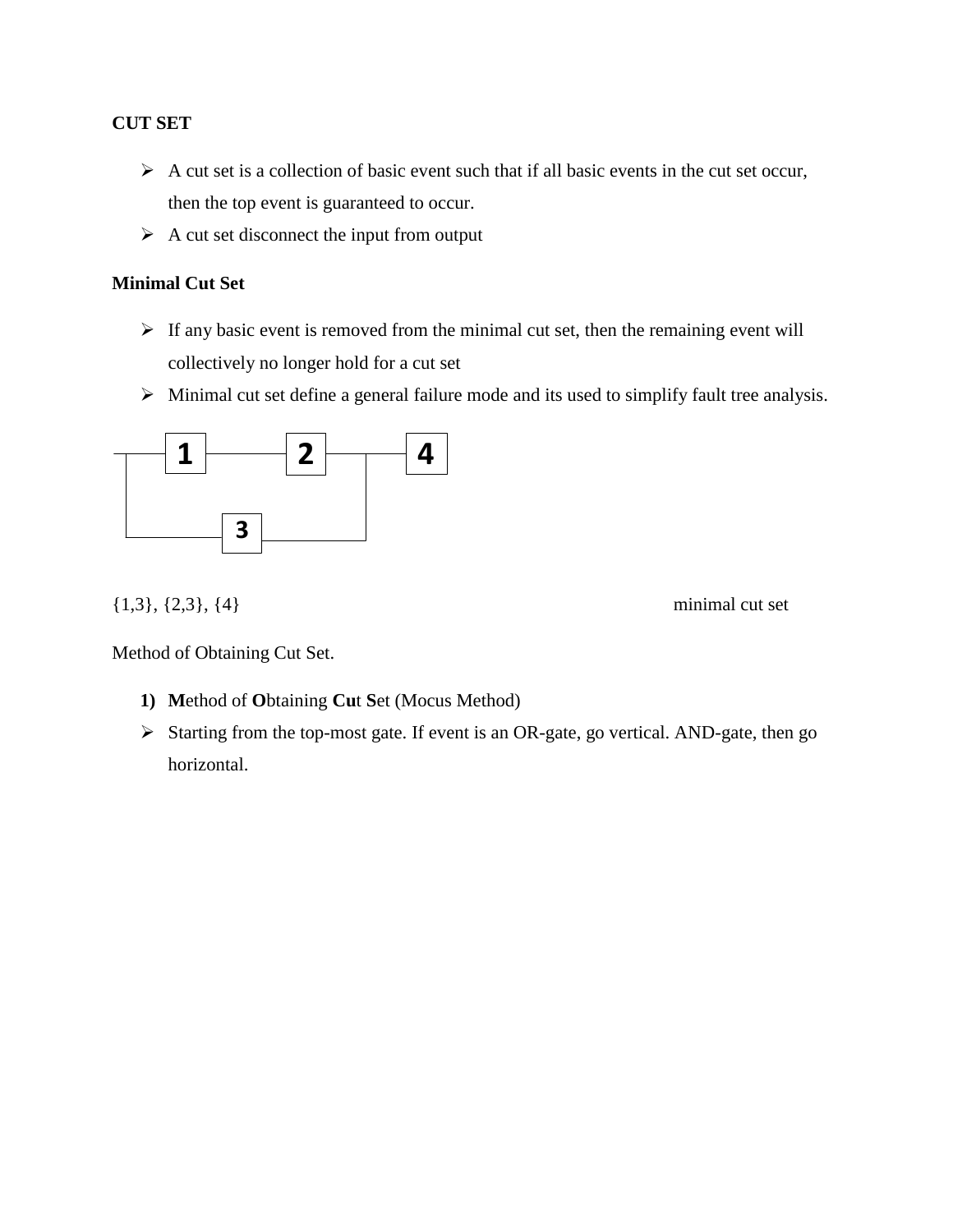**CUT SET**

- A cut set is a collection of basic event such that if all basic events in the cut set occur, then the top event is guaranteed to occur.
- A cut set disconnect the input from output

**Minimal Cut Set**

- If any basic event is removed from the minimal cut set, then the remaining event will collectively no longer hold for a cut set
- Minimal cut set define a general failure mode and its used to simplify fault tree analysis.

{1,3}, {2,3}, {4} minimal cut set

Method of Obtaining Cut Set.

1) **M**ethod of **O**btaining **Cu**t **S**et (Mocus Method)

- Starting from the top-most gate. If event is an OR-gate, go vertical. AND-gate, then go horizontal.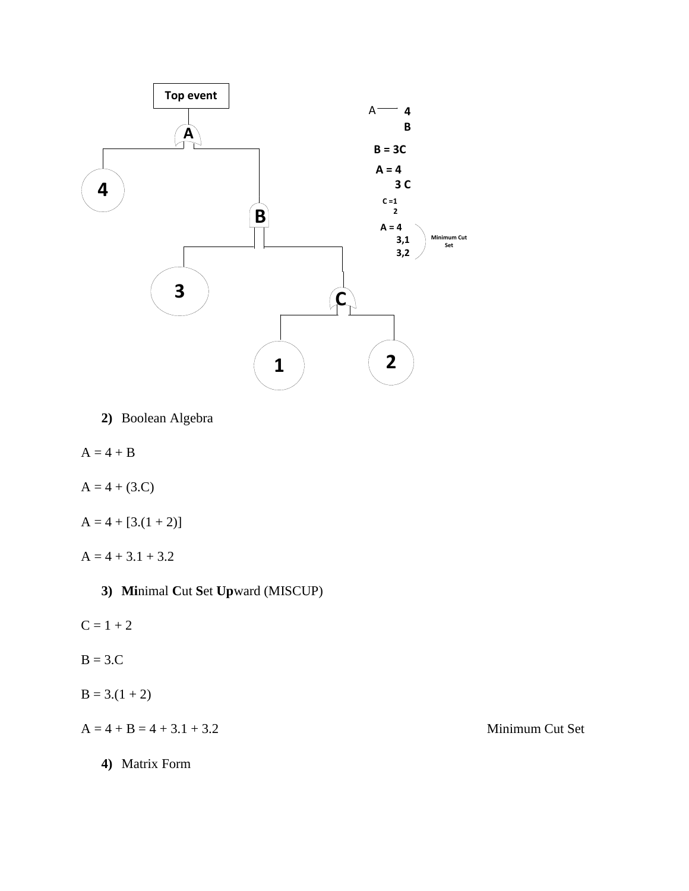Top event

A

4

B

3

C

1

2

A — 4
B

B = 3C

A = 4
3 C

C = 1
2

A = 4
3,1
3,2

Minimum Cut Set

2) Boolean Algebra

A = 4 + B

A = 4 + (3.C)

A = 4 + [3.(1 + 2)]

A = 4 + 3.1 + 3.2

3) **Mi**nimal **C**ut **S**et **Up**ward (MISCUP)

C = 1 + 2

B = 3.C

B = 3.(1 + 2)

A = 4 + B = 4 + 3.1 + 3.2 Minimum Cut Set

4) Matrix Form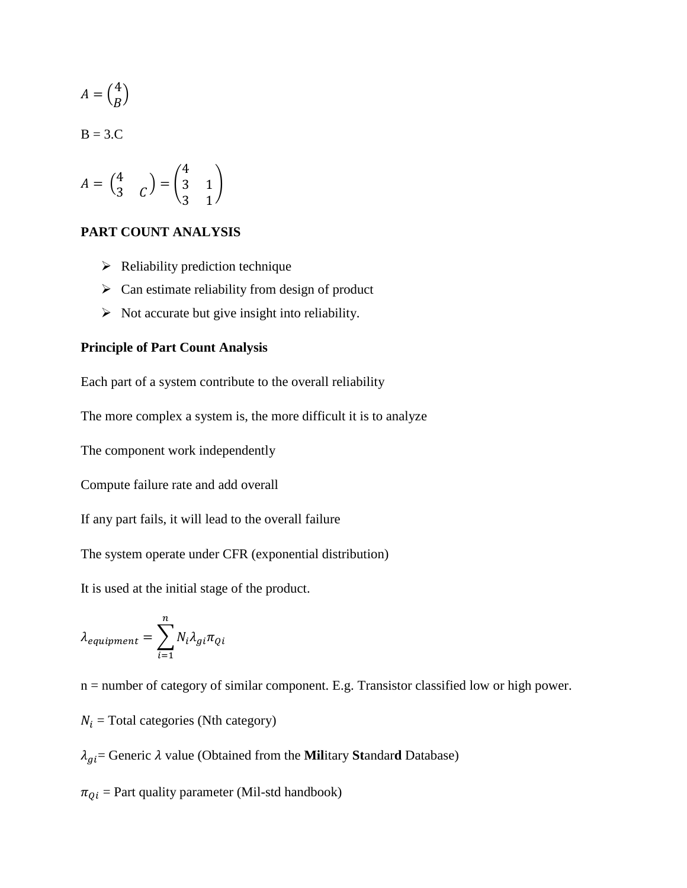$$A = \binom{4}{B}$$

B = 3.C

$$A = \begin{pmatrix} 4 & \\ 3 & C \end{pmatrix} = \begin{pmatrix} 4 & \\ 3 & 1 \\ 3 & 1 \end{pmatrix}$$

**PART COUNT ANALYSIS**

- Reliability prediction technique
- Can estimate reliability from design of product
- Not accurate but give insight into reliability.

**Principle of Part Count Analysis**

Each part of a system contribute to the overall reliability

The more complex a system is, the more difficult it is to analyze

The component work independently

Compute failure rate and add overall

If any part fails, it will lead to the overall failure

The system operate under CFR (exponential distribution)

It is used at the initial stage of the product.

$$\lambda_{equipment} = \sum_{i=1}^{n} N_i \lambda_{gi} \pi_{Qi}$$

n = number of category of similar component. E.g. Transistor classified low or high power.

$N_i$ = Total categories (Nth category)

$\lambda_{gi}$= Generic $\lambda$ value (Obtained from the **Mil**itary **St**andar**d** Database)

$\pi_{Qi}$ = Part quality parameter (Mil-std handbook)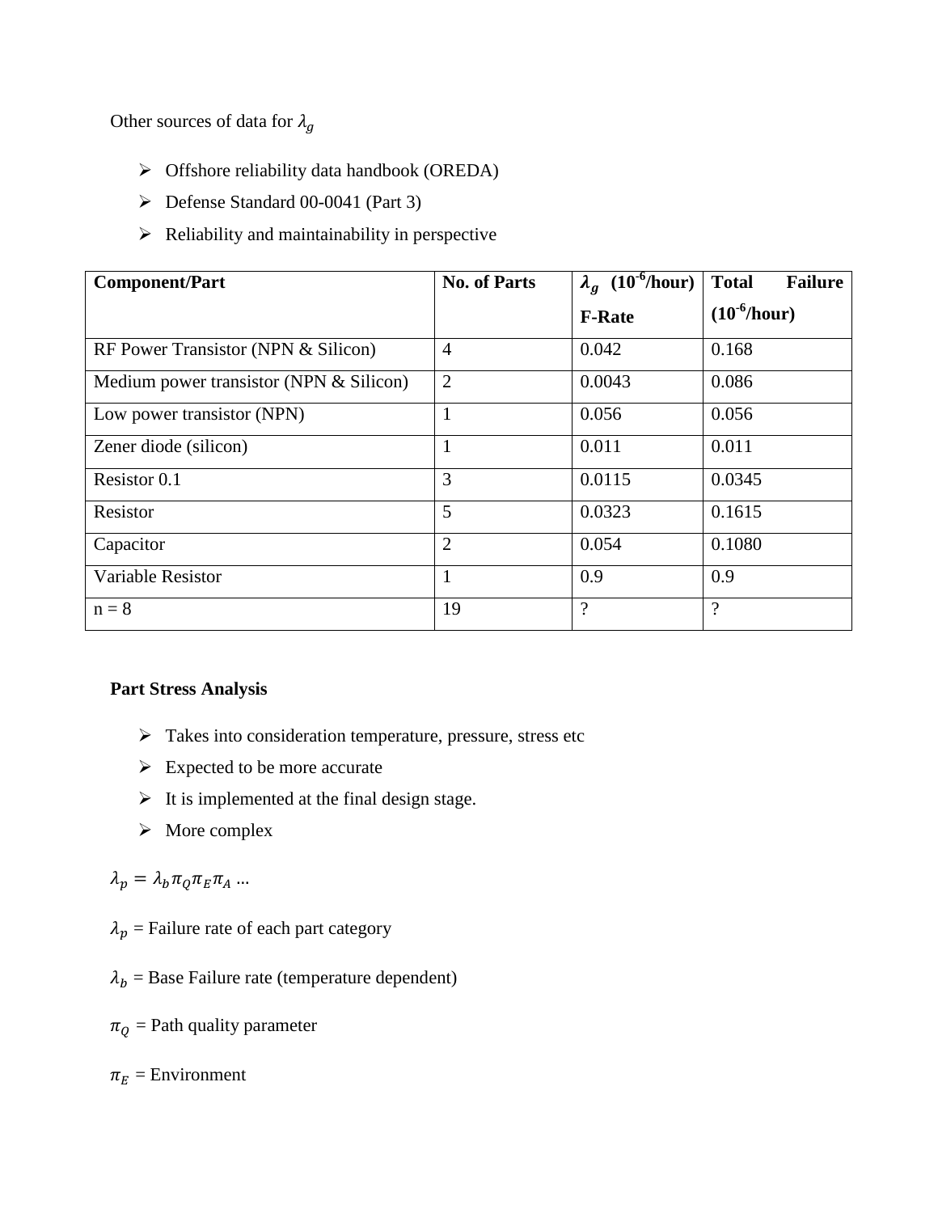Other sources of data for $\lambda_g$

- Offshore reliability data handbook (OREDA)
- Defense Standard 00-0041 (Part 3)
- Reliability and maintainability in perspective

| **Component/Part** | **No. of Parts** | $\boldsymbol{\lambda_g}$ **($10^{-6}$/hour) F-Rate** | **Total Failure ($10^{-6}$/hour)** |
|---|---|---|---|
| RF Power Transistor (NPN & Silicon) | 4 | 0.042 | 0.168 |
| Medium power transistor (NPN & Silicon) | 2 | 0.0043 | 0.086 |
| Low power transistor (NPN) | 1 | 0.056 | 0.056 |
| Zener diode (silicon) | 1 | 0.011 | 0.011 |
| Resistor 0.1 | 3 | 0.0115 | 0.0345 |
| Resistor | 5 | 0.0323 | 0.1615 |
| Capacitor | 2 | 0.054 | 0.1080 |
| Variable Resistor | 1 | 0.9 | 0.9 |
| n = 8 | 19 | ? | ? |

**Part Stress Analysis**

- Takes into consideration temperature, pressure, stress etc
- Expected to be more accurate
- It is implemented at the final design stage.
- More complex

$\lambda_p = \lambda_b \pi_Q \pi_E \pi_A \ldots$

$\lambda_p$ = Failure rate of each part category

$\lambda_b$ = Base Failure rate (temperature dependent)

$\pi_Q$ = Path quality parameter

$\pi_E$ = Environment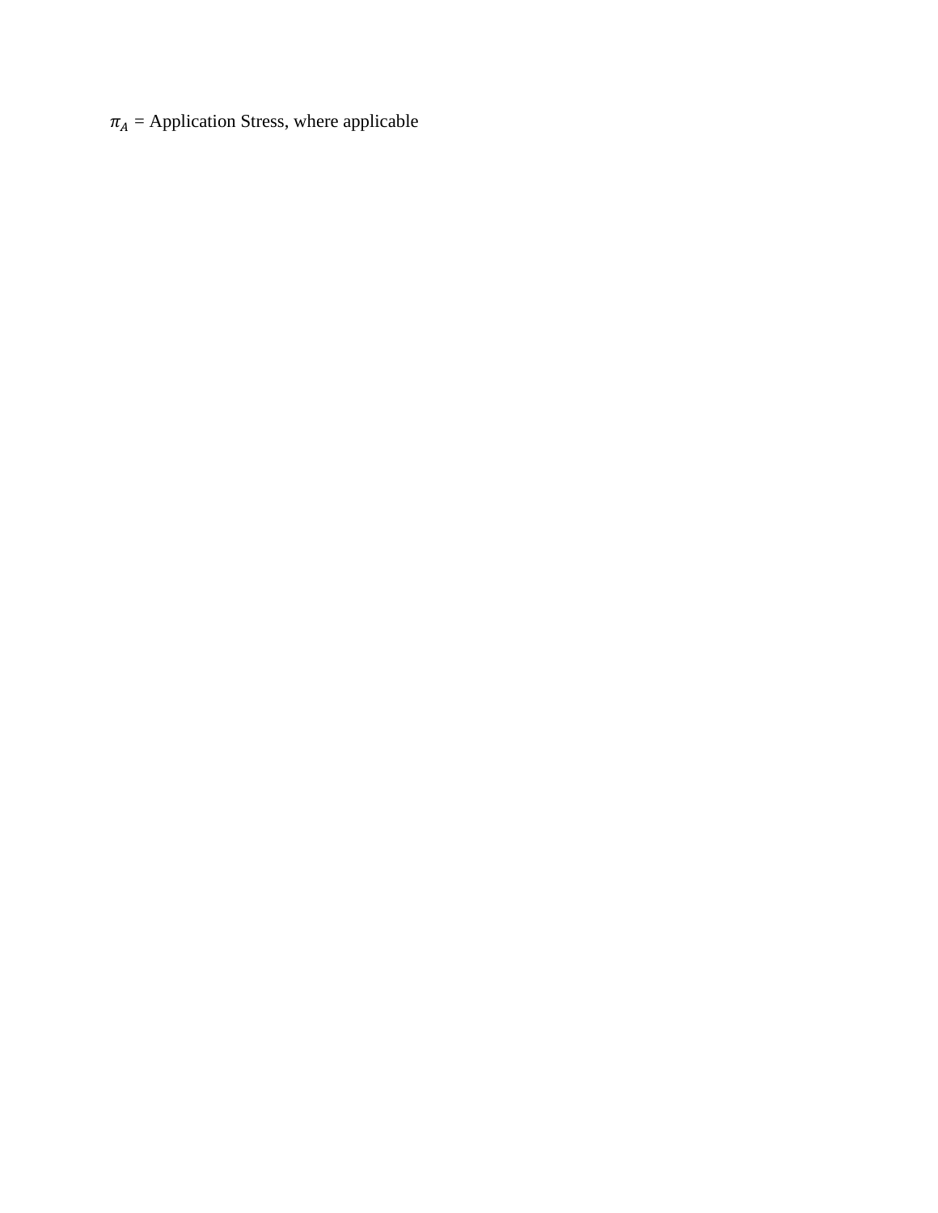$\pi_A$ = Application Stress, where applicable